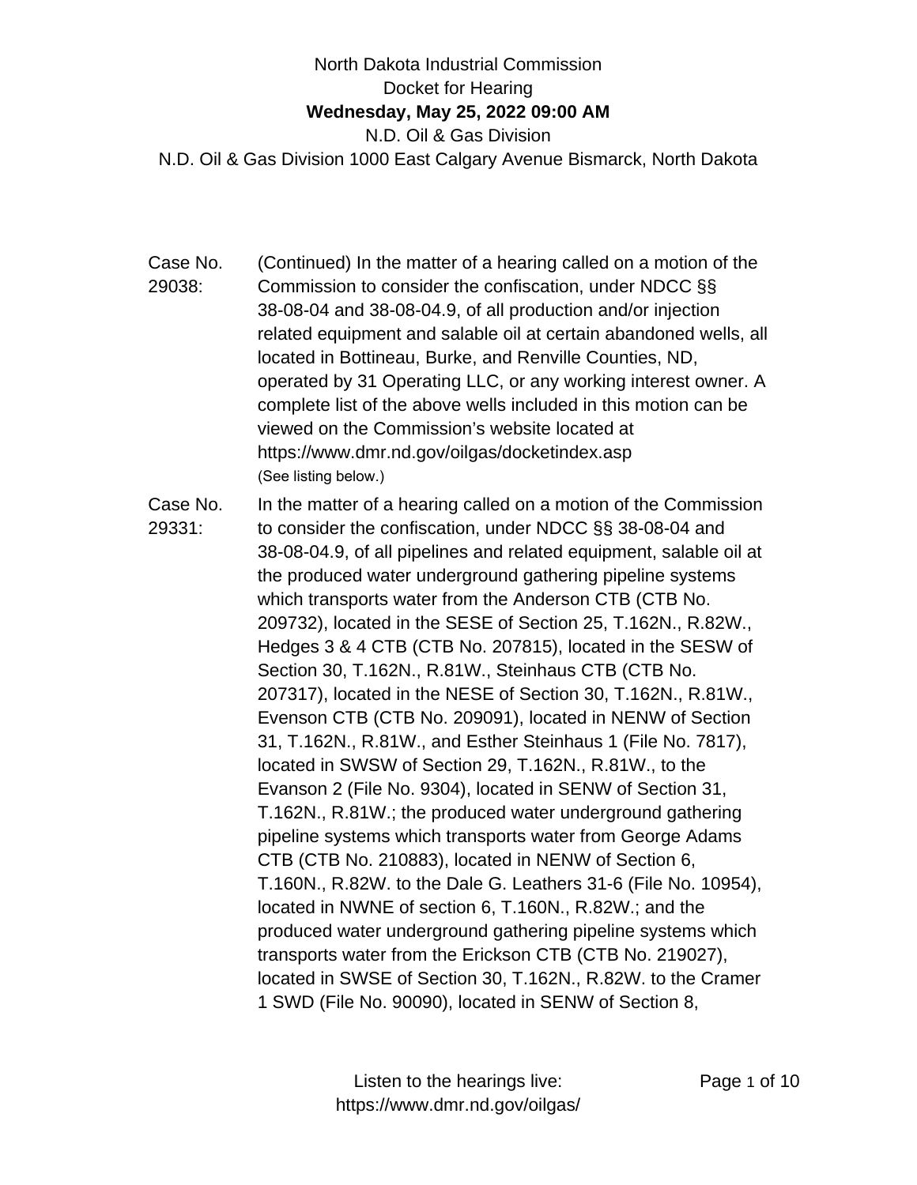North Dakota Industrial Commission
Docket for Hearing
**Wednesday, May 25, 2022 09:00 AM**
N.D. Oil & Gas Division
N.D. Oil & Gas Division 1000 East Calgary Avenue Bismarck, North Dakota

Case No. 29038: (Continued) In the matter of a hearing called on a motion of the Commission to consider the confiscation, under NDCC §§ 38-08-04 and 38-08-04.9, of all production and/or injection related equipment and salable oil at certain abandoned wells, all located in Bottineau, Burke, and Renville Counties, ND, operated by 31 Operating LLC, or any working interest owner. A complete list of the above wells included in this motion can be viewed on the Commission's website located at https://www.dmr.nd.gov/oilgas/docketindex.asp
(See listing below.)

Case No. 29331: In the matter of a hearing called on a motion of the Commission to consider the confiscation, under NDCC §§ 38-08-04 and 38-08-04.9, of all pipelines and related equipment, salable oil at the produced water underground gathering pipeline systems which transports water from the Anderson CTB (CTB No. 209732), located in the SESE of Section 25, T.162N., R.82W., Hedges 3 & 4 CTB (CTB No. 207815), located in the SESW of Section 30, T.162N., R.81W., Steinhaus CTB (CTB No. 207317), located in the NESE of Section 30, T.162N., R.81W., Evenson CTB (CTB No. 209091), located in NENW of Section 31, T.162N., R.81W., and Esther Steinhaus 1 (File No. 7817), located in SWSW of Section 29, T.162N., R.81W., to the Evanson 2 (File No. 9304), located in SENW of Section 31, T.162N., R.81W.; the produced water underground gathering pipeline systems which transports water from George Adams CTB (CTB No. 210883), located in NENW of Section 6, T.160N., R.82W. to the Dale G. Leathers 31-6 (File No. 10954), located in NWNE of section 6, T.160N., R.82W.; and the produced water underground gathering pipeline systems which transports water from the Erickson CTB (CTB No. 219027), located in SWSE of Section 30, T.162N., R.82W. to the Cramer 1 SWD (File No. 90090), located in SENW of Section 8,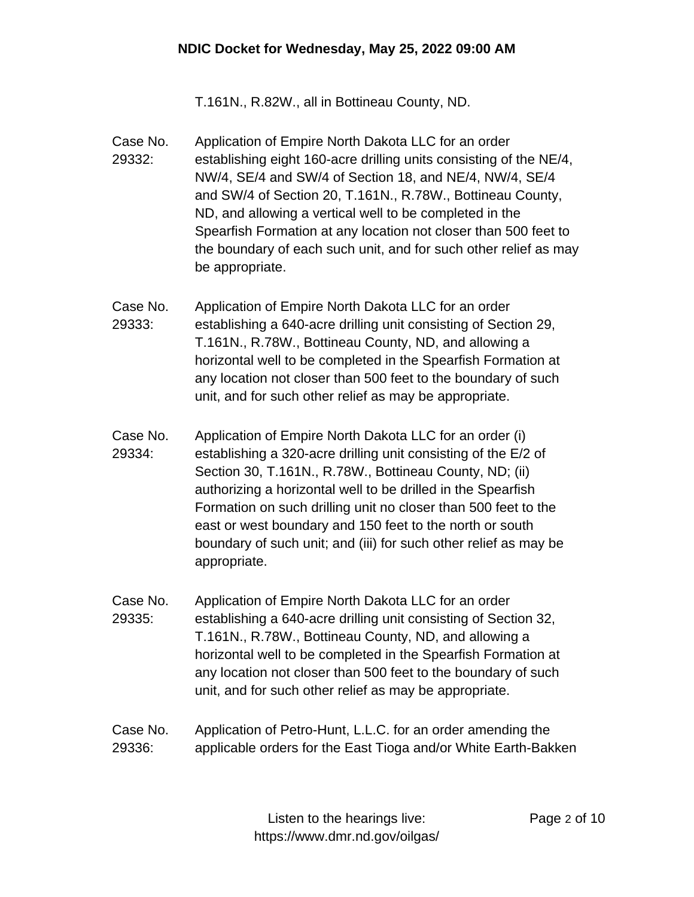T.161N., R.82W., all in Bottineau County, ND.

Case No. 29332: Application of Empire North Dakota LLC for an order establishing eight 160-acre drilling units consisting of the NE/4, NW/4, SE/4 and SW/4 of Section 18, and NE/4, NW/4, SE/4 and SW/4 of Section 20, T.161N., R.78W., Bottineau County, ND, and allowing a vertical well to be completed in the Spearfish Formation at any location not closer than 500 feet to the boundary of each such unit, and for such other relief as may be appropriate.

Case No. 29333: Application of Empire North Dakota LLC for an order establishing a 640-acre drilling unit consisting of Section 29, T.161N., R.78W., Bottineau County, ND, and allowing a horizontal well to be completed in the Spearfish Formation at any location not closer than 500 feet to the boundary of such unit, and for such other relief as may be appropriate.

Case No. 29334: Application of Empire North Dakota LLC for an order (i) establishing a 320-acre drilling unit consisting of the E/2 of Section 30, T.161N., R.78W., Bottineau County, ND; (ii) authorizing a horizontal well to be drilled in the Spearfish Formation on such drilling unit no closer than 500 feet to the east or west boundary and 150 feet to the north or south boundary of such unit; and (iii) for such other relief as may be appropriate.

Case No. 29335: Application of Empire North Dakota LLC for an order establishing a 640-acre drilling unit consisting of Section 32, T.161N., R.78W., Bottineau County, ND, and allowing a horizontal well to be completed in the Spearfish Formation at any location not closer than 500 feet to the boundary of such unit, and for such other relief as may be appropriate.

Case No. 29336: Application of Petro-Hunt, L.L.C. for an order amending the applicable orders for the East Tioga and/or White Earth-Bakken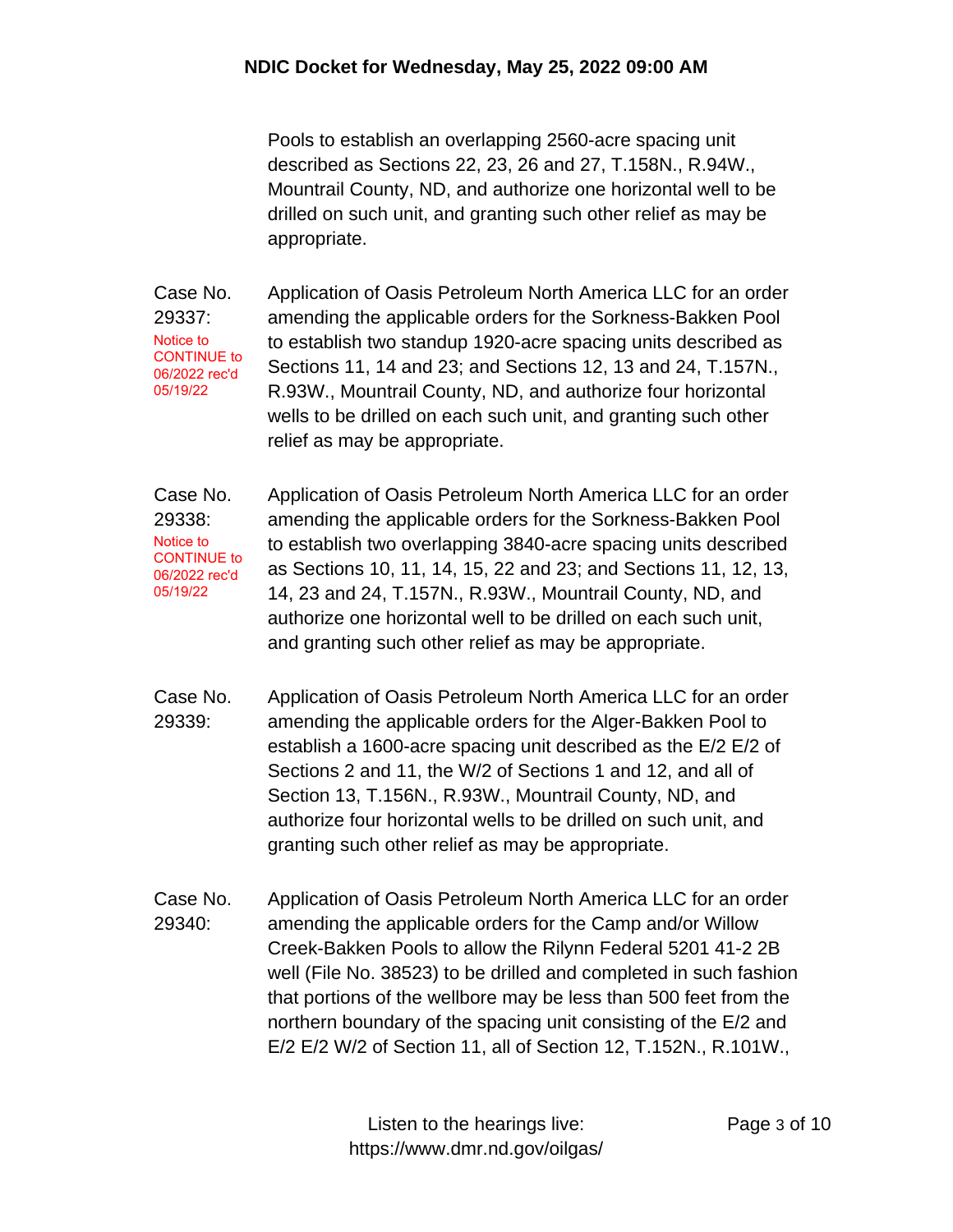Pools to establish an overlapping 2560-acre spacing unit described as Sections 22, 23, 26 and 27, T.158N., R.94W., Mountrail County, ND, and authorize one horizontal well to be drilled on such unit, and granting such other relief as may be appropriate.

Case No. 29337: Notice to CONTINUE to 06/2022 rec'd 05/19/22

Application of Oasis Petroleum North America LLC for an order amending the applicable orders for the Sorkness-Bakken Pool to establish two standup 1920-acre spacing units described as Sections 11, 14 and 23; and Sections 12, 13 and 24, T.157N., R.93W., Mountrail County, ND, and authorize four horizontal wells to be drilled on each such unit, and granting such other relief as may be appropriate.

Case No. 29338: Notice to CONTINUE to 06/2022 rec'd 05/19/22

Application of Oasis Petroleum North America LLC for an order amending the applicable orders for the Sorkness-Bakken Pool to establish two overlapping 3840-acre spacing units described as Sections 10, 11, 14, 15, 22 and 23; and Sections 11, 12, 13, 14, 23 and 24, T.157N., R.93W., Mountrail County, ND, and authorize one horizontal well to be drilled on each such unit, and granting such other relief as may be appropriate.

Case No. 29339:

Application of Oasis Petroleum North America LLC for an order amending the applicable orders for the Alger-Bakken Pool to establish a 1600-acre spacing unit described as the E/2 E/2 of Sections 2 and 11, the W/2 of Sections 1 and 12, and all of Section 13, T.156N., R.93W., Mountrail County, ND, and authorize four horizontal wells to be drilled on such unit, and granting such other relief as may be appropriate.

Case No. 29340:

Application of Oasis Petroleum North America LLC for an order amending the applicable orders for the Camp and/or Willow Creek-Bakken Pools to allow the Rilynn Federal 5201 41-2 2B well (File No. 38523) to be drilled and completed in such fashion that portions of the wellbore may be less than 500 feet from the northern boundary of the spacing unit consisting of the E/2 and E/2 E/2 W/2 of Section 11, all of Section 12, T.152N., R.101W.,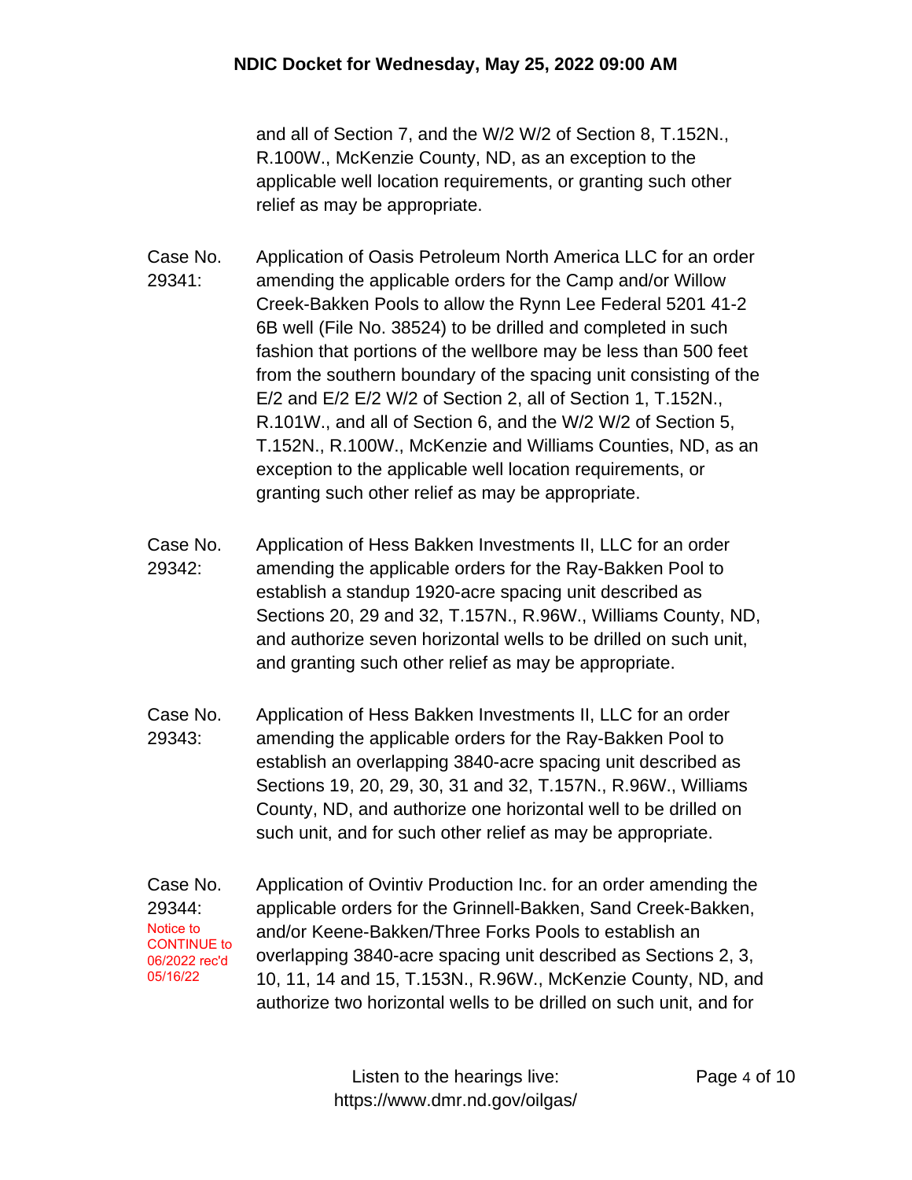and all of Section 7, and the W/2 W/2 of Section 8, T.152N., R.100W., McKenzie County, ND, as an exception to the applicable well location requirements, or granting such other relief as may be appropriate.

Case No. 29341: Application of Oasis Petroleum North America LLC for an order amending the applicable orders for the Camp and/or Willow Creek-Bakken Pools to allow the Rynn Lee Federal 5201 41-2 6B well (File No. 38524) to be drilled and completed in such fashion that portions of the wellbore may be less than 500 feet from the southern boundary of the spacing unit consisting of the E/2 and E/2 E/2 W/2 of Section 2, all of Section 1, T.152N., R.101W., and all of Section 6, and the W/2 W/2 of Section 5, T.152N., R.100W., McKenzie and Williams Counties, ND, as an exception to the applicable well location requirements, or granting such other relief as may be appropriate.

Case No. 29342: Application of Hess Bakken Investments II, LLC for an order amending the applicable orders for the Ray-Bakken Pool to establish a standup 1920-acre spacing unit described as Sections 20, 29 and 32, T.157N., R.96W., Williams County, ND, and authorize seven horizontal wells to be drilled on such unit, and granting such other relief as may be appropriate.

Case No. 29343: Application of Hess Bakken Investments II, LLC for an order amending the applicable orders for the Ray-Bakken Pool to establish an overlapping 3840-acre spacing unit described as Sections 19, 20, 29, 30, 31 and 32, T.157N., R.96W., Williams County, ND, and authorize one horizontal well to be drilled on such unit, and for such other relief as may be appropriate.

Case No. 29344: Notice to CONTINUE to 06/2022 rec'd 05/16/22

Application of Ovintiv Production Inc. for an order amending the applicable orders for the Grinnell-Bakken, Sand Creek-Bakken, and/or Keene-Bakken/Three Forks Pools to establish an overlapping 3840-acre spacing unit described as Sections 2, 3, 10, 11, 14 and 15, T.153N., R.96W., McKenzie County, ND, and authorize two horizontal wells to be drilled on such unit, and for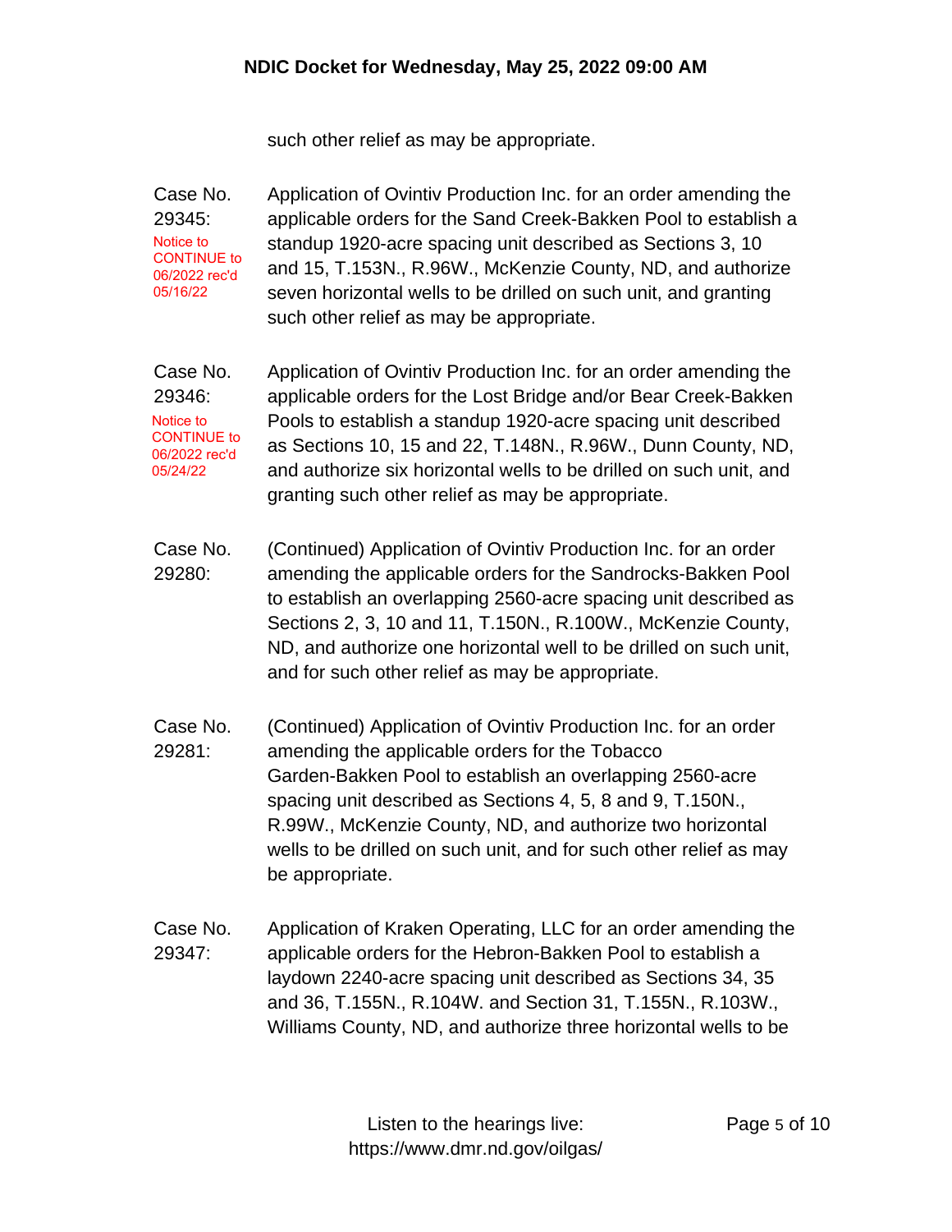such other relief as may be appropriate.

**Case No. 29345:**
Notice to CONTINUE to 06/2022 rec'd 05/16/22

Application of Ovintiv Production Inc. for an order amending the applicable orders for the Sand Creek-Bakken Pool to establish a standup 1920-acre spacing unit described as Sections 3, 10 and 15, T.153N., R.96W., McKenzie County, ND, and authorize seven horizontal wells to be drilled on such unit, and granting such other relief as may be appropriate.

**Case No. 29346:**
Notice to CONTINUE to 06/2022 rec'd 05/24/22

Application of Ovintiv Production Inc. for an order amending the applicable orders for the Lost Bridge and/or Bear Creek-Bakken Pools to establish a standup 1920-acre spacing unit described as Sections 10, 15 and 22, T.148N., R.96W., Dunn County, ND, and authorize six horizontal wells to be drilled on such unit, and granting such other relief as may be appropriate.

**Case No. 29280:**

(Continued) Application of Ovintiv Production Inc. for an order amending the applicable orders for the Sandrocks-Bakken Pool to establish an overlapping 2560-acre spacing unit described as Sections 2, 3, 10 and 11, T.150N., R.100W., McKenzie County, ND, and authorize one horizontal well to be drilled on such unit, and for such other relief as may be appropriate.

**Case No. 29281:**

(Continued) Application of Ovintiv Production Inc. for an order amending the applicable orders for the Tobacco Garden-Bakken Pool to establish an overlapping 2560-acre spacing unit described as Sections 4, 5, 8 and 9, T.150N., R.99W., McKenzie County, ND, and authorize two horizontal wells to be drilled on such unit, and for such other relief as may be appropriate.

**Case No. 29347:**

Application of Kraken Operating, LLC for an order amending the applicable orders for the Hebron-Bakken Pool to establish a laydown 2240-acre spacing unit described as Sections 34, 35 and 36, T.155N., R.104W. and Section 31, T.155N., R.103W., Williams County, ND, and authorize three horizontal wells to be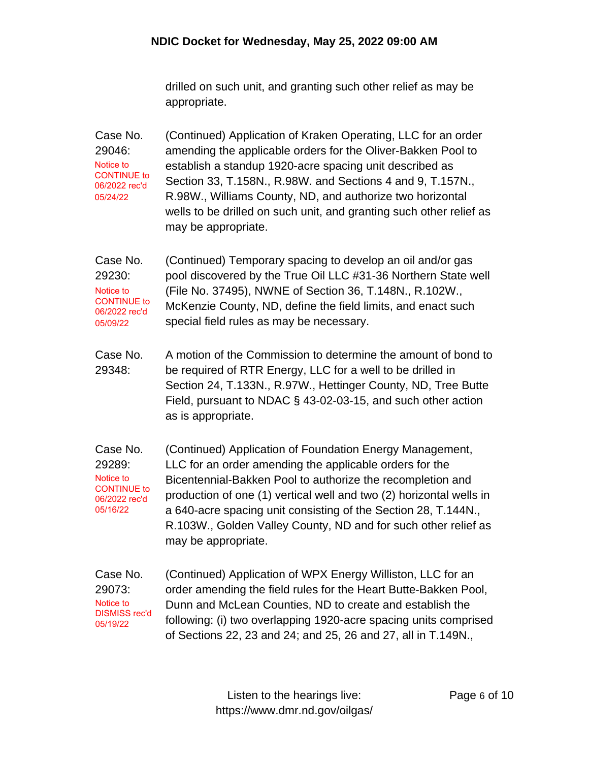drilled on such unit, and granting such other relief as may be appropriate.

**Case No. 29046:**
Notice to CONTINUE to 06/2022 rec'd 05/24/22

(Continued) Application of Kraken Operating, LLC for an order amending the applicable orders for the Oliver-Bakken Pool to establish a standup 1920-acre spacing unit described as Section 33, T.158N., R.98W. and Sections 4 and 9, T.157N., R.98W., Williams County, ND, and authorize two horizontal wells to be drilled on such unit, and granting such other relief as may be appropriate.

**Case No. 29230:**
Notice to CONTINUE to 06/2022 rec'd 05/09/22

(Continued) Temporary spacing to develop an oil and/or gas pool discovered by the True Oil LLC #31-36 Northern State well (File No. 37495), NWNE of Section 36, T.148N., R.102W., McKenzie County, ND, define the field limits, and enact such special field rules as may be necessary.

**Case No. 29348:**

A motion of the Commission to determine the amount of bond to be required of RTR Energy, LLC for a well to be drilled in Section 24, T.133N., R.97W., Hettinger County, ND, Tree Butte Field, pursuant to NDAC § 43-02-03-15, and such other action as is appropriate.

**Case No. 29289:**
Notice to CONTINUE to 06/2022 rec'd 05/16/22

(Continued) Application of Foundation Energy Management, LLC for an order amending the applicable orders for the Bicentennial-Bakken Pool to authorize the recompletion and production of one (1) vertical well and two (2) horizontal wells in a 640-acre spacing unit consisting of the Section 28, T.144N., R.103W., Golden Valley County, ND and for such other relief as may be appropriate.

**Case No. 29073:**
Notice to DISMISS rec'd 05/19/22

(Continued) Application of WPX Energy Williston, LLC for an order amending the field rules for the Heart Butte-Bakken Pool, Dunn and McLean Counties, ND to create and establish the following: (i) two overlapping 1920-acre spacing units comprised of Sections 22, 23 and 24; and 25, 26 and 27, all in T.149N.,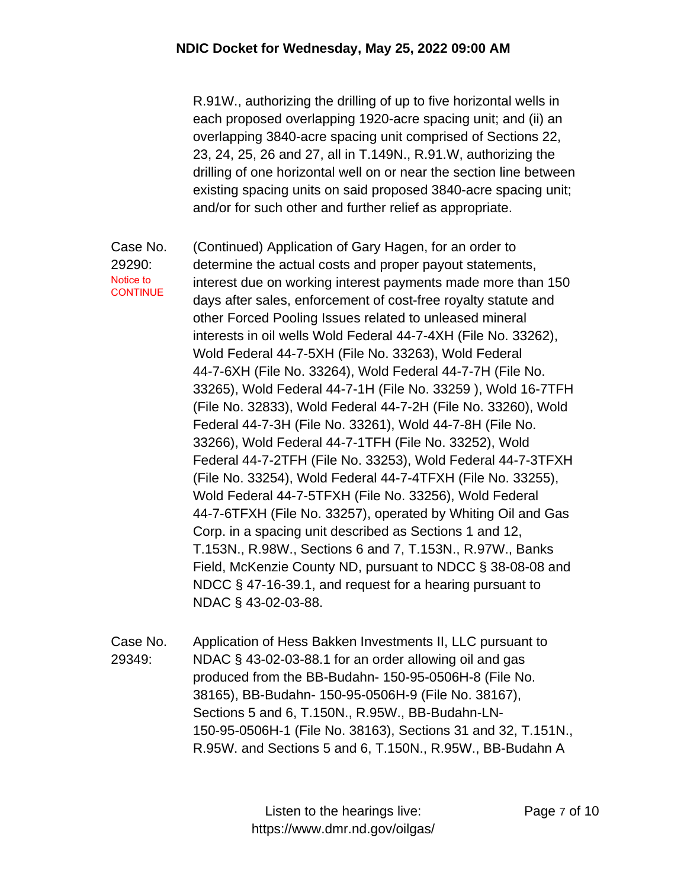R.91W., authorizing the drilling of up to five horizontal wells in each proposed overlapping 1920-acre spacing unit; and (ii) an overlapping 3840-acre spacing unit comprised of Sections 22, 23, 24, 25, 26 and 27, all in T.149N., R.91.W, authorizing the drilling of one horizontal well on or near the section line between existing spacing units on said proposed 3840-acre spacing unit; and/or for such other and further relief as appropriate.

**Case No. 29290:** Notice to CONTINUE

(Continued) Application of Gary Hagen, for an order to determine the actual costs and proper payout statements, interest due on working interest payments made more than 150 days after sales, enforcement of cost-free royalty statute and other Forced Pooling Issues related to unleased mineral interests in oil wells Wold Federal 44-7-4XH (File No. 33262), Wold Federal 44-7-5XH (File No. 33263), Wold Federal 44-7-6XH (File No. 33264), Wold Federal 44-7-7H (File No. 33265), Wold Federal 44-7-1H (File No. 33259 ), Wold 16-7TFH (File No. 32833), Wold Federal 44-7-2H (File No. 33260), Wold Federal 44-7-3H (File No. 33261), Wold 44-7-8H (File No. 33266), Wold Federal 44-7-1TFH (File No. 33252), Wold Federal 44-7-2TFH (File No. 33253), Wold Federal 44-7-3TFXH (File No. 33254), Wold Federal 44-7-4TFXH (File No. 33255), Wold Federal 44-7-5TFXH (File No. 33256), Wold Federal 44-7-6TFXH (File No. 33257), operated by Whiting Oil and Gas Corp. in a spacing unit described as Sections 1 and 12, T.153N., R.98W., Sections 6 and 7, T.153N., R.97W., Banks Field, McKenzie County ND, pursuant to NDCC § 38-08-08 and NDCC § 47-16-39.1, and request for a hearing pursuant to NDAC § 43-02-03-88.

**Case No. 29349:**

Application of Hess Bakken Investments II, LLC pursuant to NDAC § 43-02-03-88.1 for an order allowing oil and gas produced from the BB-Budahn- 150-95-0506H-8 (File No. 38165), BB-Budahn- 150-95-0506H-9 (File No. 38167), Sections 5 and 6, T.150N., R.95W., BB-Budahn-LN-150-95-0506H-1 (File No. 38163), Sections 31 and 32, T.151N., R.95W. and Sections 5 and 6, T.150N., R.95W., BB-Budahn A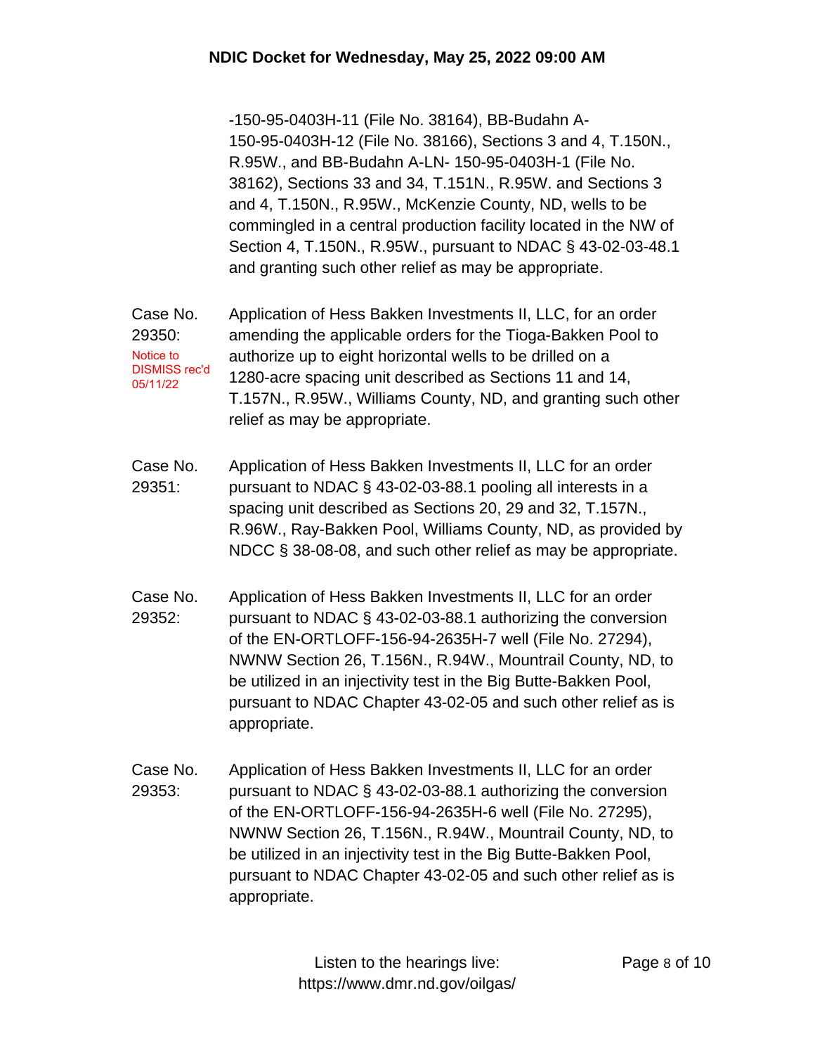-150-95-0403H-11 (File No. 38164), BB-Budahn A-150-95-0403H-12 (File No. 38166), Sections 3 and 4, T.150N., R.95W., and BB-Budahn A-LN- 150-95-0403H-1 (File No. 38162), Sections 33 and 34, T.151N., R.95W. and Sections 3 and 4, T.150N., R.95W., McKenzie County, ND, wells to be commingled in a central production facility located in the NW of Section 4, T.150N., R.95W., pursuant to NDAC § 43-02-03-48.1 and granting such other relief as may be appropriate.

**Case No. 29350:** Notice to DISMISS rec'd 05/11/22

Application of Hess Bakken Investments II, LLC, for an order amending the applicable orders for the Tioga-Bakken Pool to authorize up to eight horizontal wells to be drilled on a 1280-acre spacing unit described as Sections 11 and 14, T.157N., R.95W., Williams County, ND, and granting such other relief as may be appropriate.

**Case No. 29351:**

Application of Hess Bakken Investments II, LLC for an order pursuant to NDAC § 43-02-03-88.1 pooling all interests in a spacing unit described as Sections 20, 29 and 32, T.157N., R.96W., Ray-Bakken Pool, Williams County, ND, as provided by NDCC § 38-08-08, and such other relief as may be appropriate.

**Case No. 29352:**

Application of Hess Bakken Investments II, LLC for an order pursuant to NDAC § 43-02-03-88.1 authorizing the conversion of the EN-ORTLOFF-156-94-2635H-7 well (File No. 27294), NWNW Section 26, T.156N., R.94W., Mountrail County, ND, to be utilized in an injectivity test in the Big Butte-Bakken Pool, pursuant to NDAC Chapter 43-02-05 and such other relief as is appropriate.

**Case No. 29353:**

Application of Hess Bakken Investments II, LLC for an order pursuant to NDAC § 43-02-03-88.1 authorizing the conversion of the EN-ORTLOFF-156-94-2635H-6 well (File No. 27295), NWNW Section 26, T.156N., R.94W., Mountrail County, ND, to be utilized in an injectivity test in the Big Butte-Bakken Pool, pursuant to NDAC Chapter 43-02-05 and such other relief as is appropriate.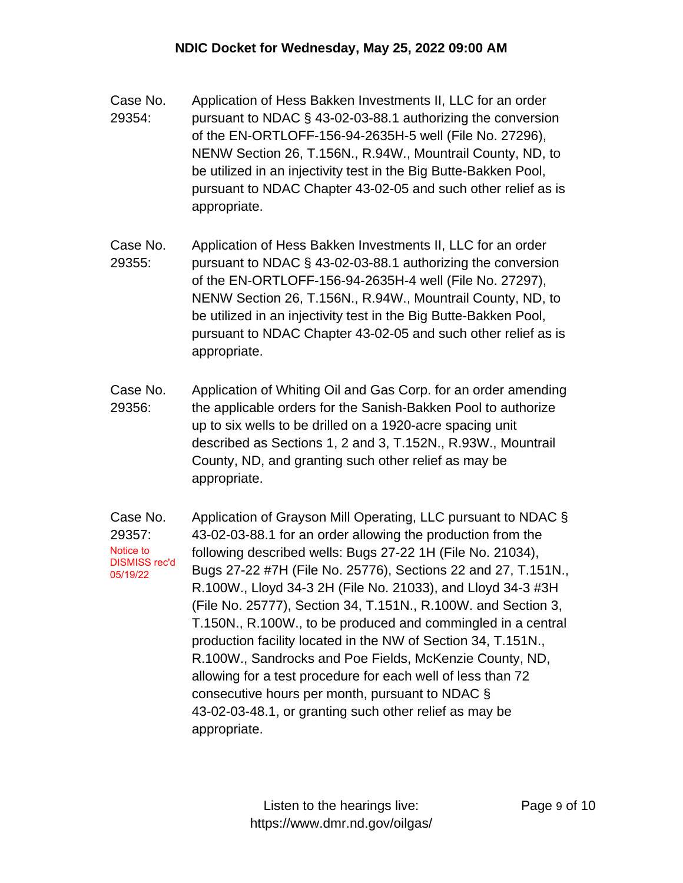# NDIC Docket for Wednesday, May 25, 2022 09:00 AM

**Case No. 29354:** Application of Hess Bakken Investments II, LLC for an order pursuant to NDAC § 43-02-03-88.1 authorizing the conversion of the EN-ORTLOFF-156-94-2635H-5 well (File No. 27296), NENW Section 26, T.156N., R.94W., Mountrail County, ND, to be utilized in an injectivity test in the Big Butte-Bakken Pool, pursuant to NDAC Chapter 43-02-05 and such other relief as is appropriate.

**Case No. 29355:** Application of Hess Bakken Investments II, LLC for an order pursuant to NDAC § 43-02-03-88.1 authorizing the conversion of the EN-ORTLOFF-156-94-2635H-4 well (File No. 27297), NENW Section 26, T.156N., R.94W., Mountrail County, ND, to be utilized in an injectivity test in the Big Butte-Bakken Pool, pursuant to NDAC Chapter 43-02-05 and such other relief as is appropriate.

**Case No. 29356:** Application of Whiting Oil and Gas Corp. for an order amending the applicable orders for the Sanish-Bakken Pool to authorize up to six wells to be drilled on a 1920-acre spacing unit described as Sections 1, 2 and 3, T.152N., R.93W., Mountrail County, ND, and granting such other relief as may be appropriate.

**Case No. 29357:** *Notice to DISMISS rec'd 05/19/22*

Application of Grayson Mill Operating, LLC pursuant to NDAC § 43-02-03-88.1 for an order allowing the production from the following described wells: Bugs 27-22 1H (File No. 21034), Bugs 27-22 #7H (File No. 25776), Sections 22 and 27, T.151N., R.100W., Lloyd 34-3 2H (File No. 21033), and Lloyd 34-3 #3H (File No. 25777), Section 34, T.151N., R.100W. and Section 3, T.150N., R.100W., to be produced and commingled in a central production facility located in the NW of Section 34, T.151N., R.100W., Sandrocks and Poe Fields, McKenzie County, ND, allowing for a test procedure for each well of less than 72 consecutive hours per month, pursuant to NDAC § 43-02-03-48.1, or granting such other relief as may be appropriate.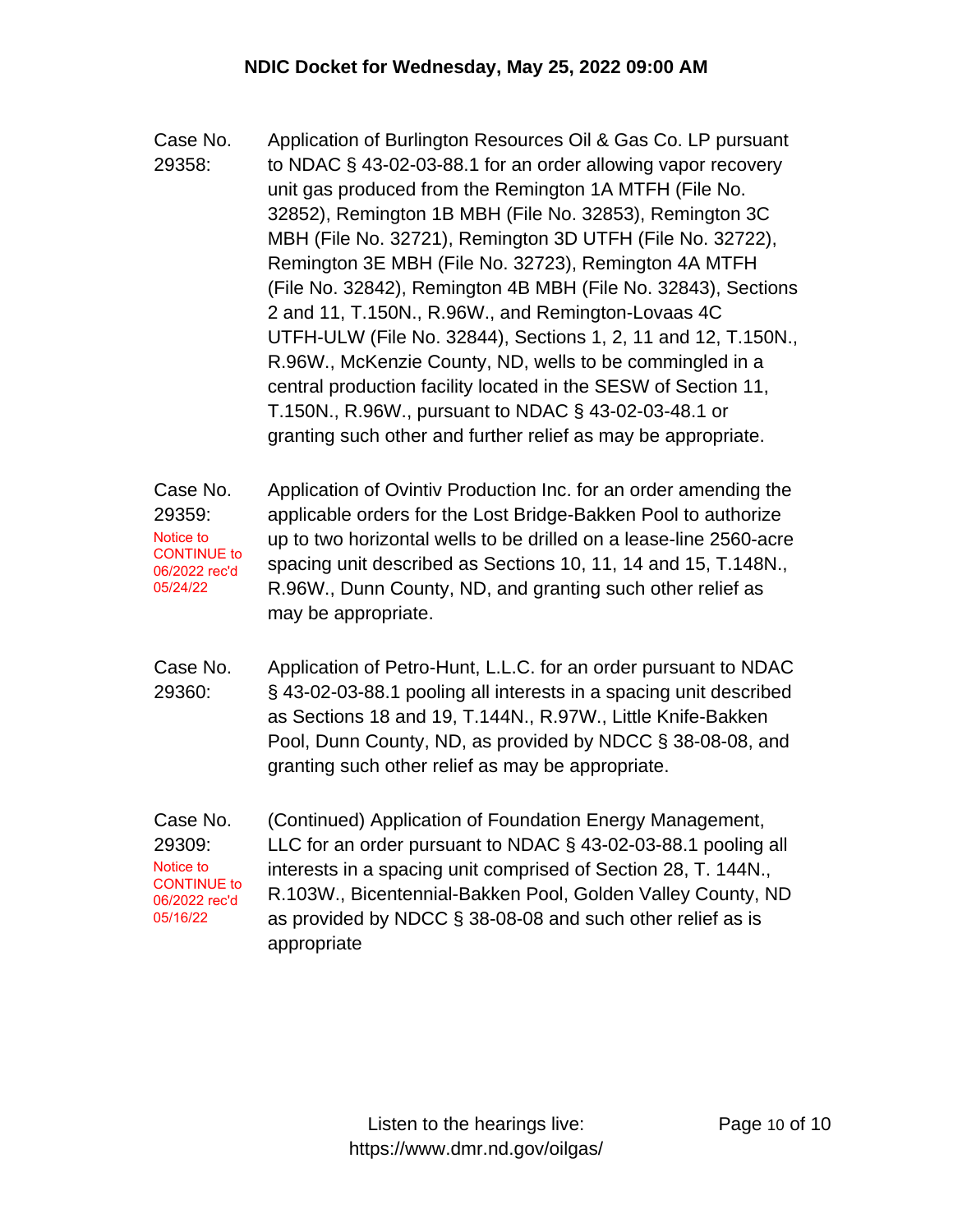Case No. 29358: Application of Burlington Resources Oil & Gas Co. LP pursuant to NDAC § 43-02-03-88.1 for an order allowing vapor recovery unit gas produced from the Remington 1A MTFH (File No. 32852), Remington 1B MBH (File No. 32853), Remington 3C MBH (File No. 32721), Remington 3D UTFH (File No. 32722), Remington 3E MBH (File No. 32723), Remington 4A MTFH (File No. 32842), Remington 4B MBH (File No. 32843), Sections 2 and 11, T.150N., R.96W., and Remington-Lovaas 4C UTFH-ULW (File No. 32844), Sections 1, 2, 11 and 12, T.150N., R.96W., McKenzie County, ND, wells to be commingled in a central production facility located in the SESW of Section 11, T.150N., R.96W., pursuant to NDAC § 43-02-03-48.1 or granting such other and further relief as may be appropriate.

Case No. 29359: Application of Ovintiv Production Inc. for an order amending the applicable orders for the Lost Bridge-Bakken Pool to authorize up to two horizontal wells to be drilled on a lease-line 2560-acre spacing unit described as Sections 10, 11, 14 and 15, T.148N., R.96W., Dunn County, ND, and granting such other relief as may be appropriate.

Notice to CONTINUE to 06/2022 rec'd 05/24/22

Case No. 29360: Application of Petro-Hunt, L.L.C. for an order pursuant to NDAC § 43-02-03-88.1 pooling all interests in a spacing unit described as Sections 18 and 19, T.144N., R.97W., Little Knife-Bakken Pool, Dunn County, ND, as provided by NDCC § 38-08-08, and granting such other relief as may be appropriate.

Case No. 29309: (Continued) Application of Foundation Energy Management, LLC for an order pursuant to NDAC § 43-02-03-88.1 pooling all interests in a spacing unit comprised of Section 28, T. 144N., R.103W., Bicentennial-Bakken Pool, Golden Valley County, ND as provided by NDCC § 38-08-08 and such other relief as is appropriate

Notice to CONTINUE to 06/2022 rec'd 05/16/22

Listen to the hearings live: https://www.dmr.nd.gov/oilgas/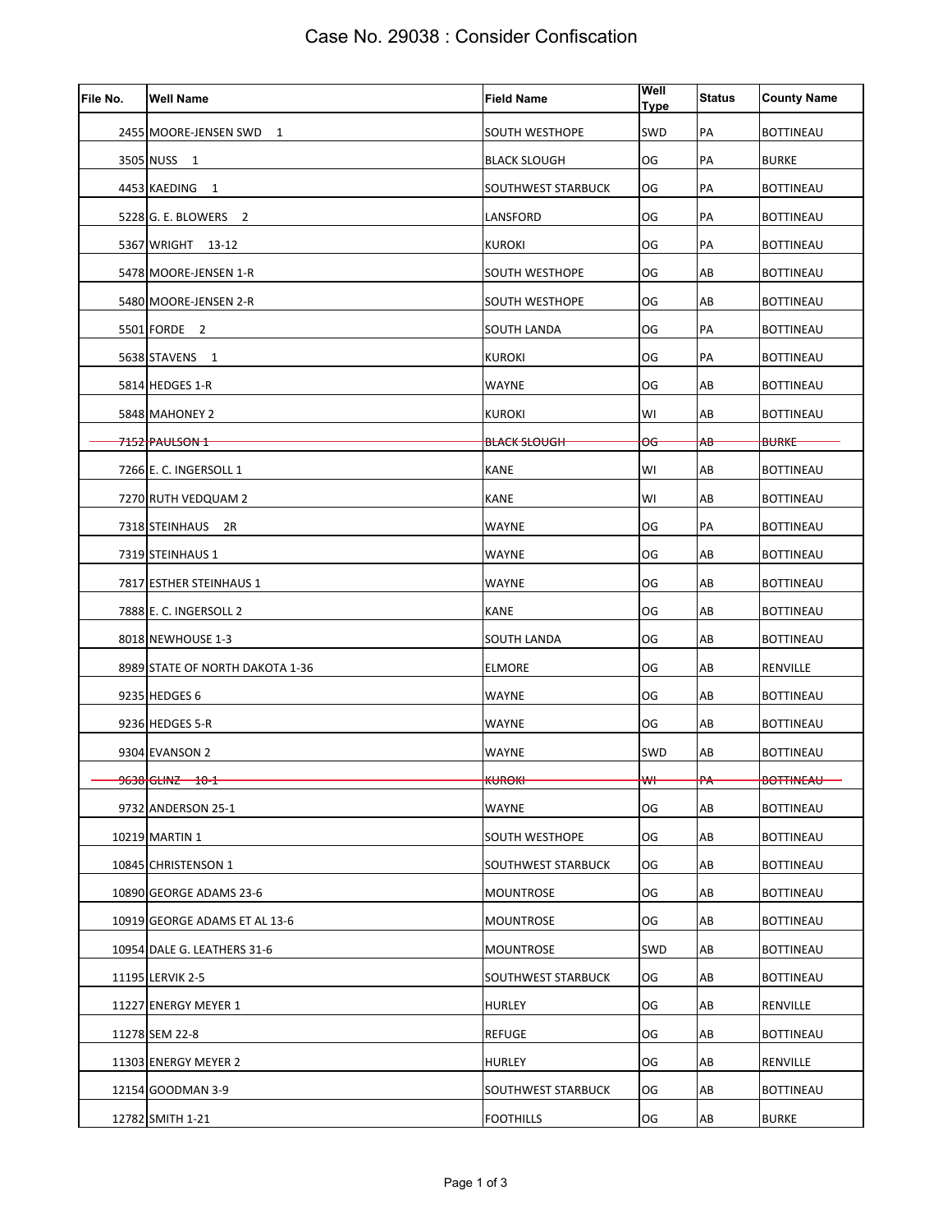# Case No. 29038 : Consider Confiscation

| File No. | Well Name | Field Name | Well Type | Status | County Name |
|---|---|---|---|---|---|
| 2455 | MOORE-JENSEN SWD 1 | SOUTH WESTHOPE | SWD | PA | BOTTINEAU |
| 3505 | NUSS 1 | BLACK SLOUGH | OG | PA | BURKE |
| 4453 | KAEDING 1 | SOUTHWEST STARBUCK | OG | PA | BOTTINEAU |
| 5228 | G. E. BLOWERS 2 | LANSFORD | OG | PA | BOTTINEAU |
| 5367 | WRIGHT 13-12 | KUROKI | OG | PA | BOTTINEAU |
| 5478 | MOORE-JENSEN 1-R | SOUTH WESTHOPE | OG | AB | BOTTINEAU |
| 5480 | MOORE-JENSEN 2-R | SOUTH WESTHOPE | OG | AB | BOTTINEAU |
| 5501 | FORDE 2 | SOUTH LANDA | OG | PA | BOTTINEAU |
| 5638 | STAVENS 1 | KUROKI | OG | PA | BOTTINEAU |
| 5814 | HEDGES 1-R | WAYNE | OG | AB | BOTTINEAU |
| 5848 | MAHONEY 2 | KUROKI | WI | AB | BOTTINEAU |
| ~~7152~~ | ~~PAULSON 1~~ | ~~BLACK SLOUGH~~ | ~~OG~~ | ~~AB~~ | ~~BURKE~~ |
| 7266 | E. C. INGERSOLL 1 | KANE | WI | AB | BOTTINEAU |
| 7270 | RUTH VEDQUAM 2 | KANE | WI | AB | BOTTINEAU |
| 7318 | STEINHAUS 2R | WAYNE | OG | PA | BOTTINEAU |
| 7319 | STEINHAUS 1 | WAYNE | OG | AB | BOTTINEAU |
| 7817 | ESTHER STEINHAUS 1 | WAYNE | OG | AB | BOTTINEAU |
| 7888 | E. C. INGERSOLL 2 | KANE | OG | AB | BOTTINEAU |
| 8018 | NEWHOUSE 1-3 | SOUTH LANDA | OG | AB | BOTTINEAU |
| 8989 | STATE OF NORTH DAKOTA 1-36 | ELMORE | OG | AB | RENVILLE |
| 9235 | HEDGES 6 | WAYNE | OG | AB | BOTTINEAU |
| 9236 | HEDGES 5-R | WAYNE | OG | AB | BOTTINEAU |
| 9304 | EVANSON 2 | WAYNE | SWD | AB | BOTTINEAU |
| ~~9638~~ | ~~GLINZ 10-1~~ | ~~KUROKI~~ | ~~WI~~ | ~~PA~~ | ~~BOTTINEAU~~ |
| 9732 | ANDERSON 25-1 | WAYNE | OG | AB | BOTTINEAU |
| 10219 | MARTIN 1 | SOUTH WESTHOPE | OG | AB | BOTTINEAU |
| 10845 | CHRISTENSON 1 | SOUTHWEST STARBUCK | OG | AB | BOTTINEAU |
| 10890 | GEORGE ADAMS 23-6 | MOUNTROSE | OG | AB | BOTTINEAU |
| 10919 | GEORGE ADAMS ET AL 13-6 | MOUNTROSE | OG | AB | BOTTINEAU |
| 10954 | DALE G. LEATHERS 31-6 | MOUNTROSE | SWD | AB | BOTTINEAU |
| 11195 | LERVIK 2-5 | SOUTHWEST STARBUCK | OG | AB | BOTTINEAU |
| 11227 | ENERGY MEYER 1 | HURLEY | OG | AB | RENVILLE |
| 11278 | SEM 22-8 | REFUGE | OG | AB | BOTTINEAU |
| 11303 | ENERGY MEYER 2 | HURLEY | OG | AB | RENVILLE |
| 12154 | GOODMAN 3-9 | SOUTHWEST STARBUCK | OG | AB | BOTTINEAU |
| 12782 | SMITH 1-21 | FOOTHILLS | OG | AB | BURKE |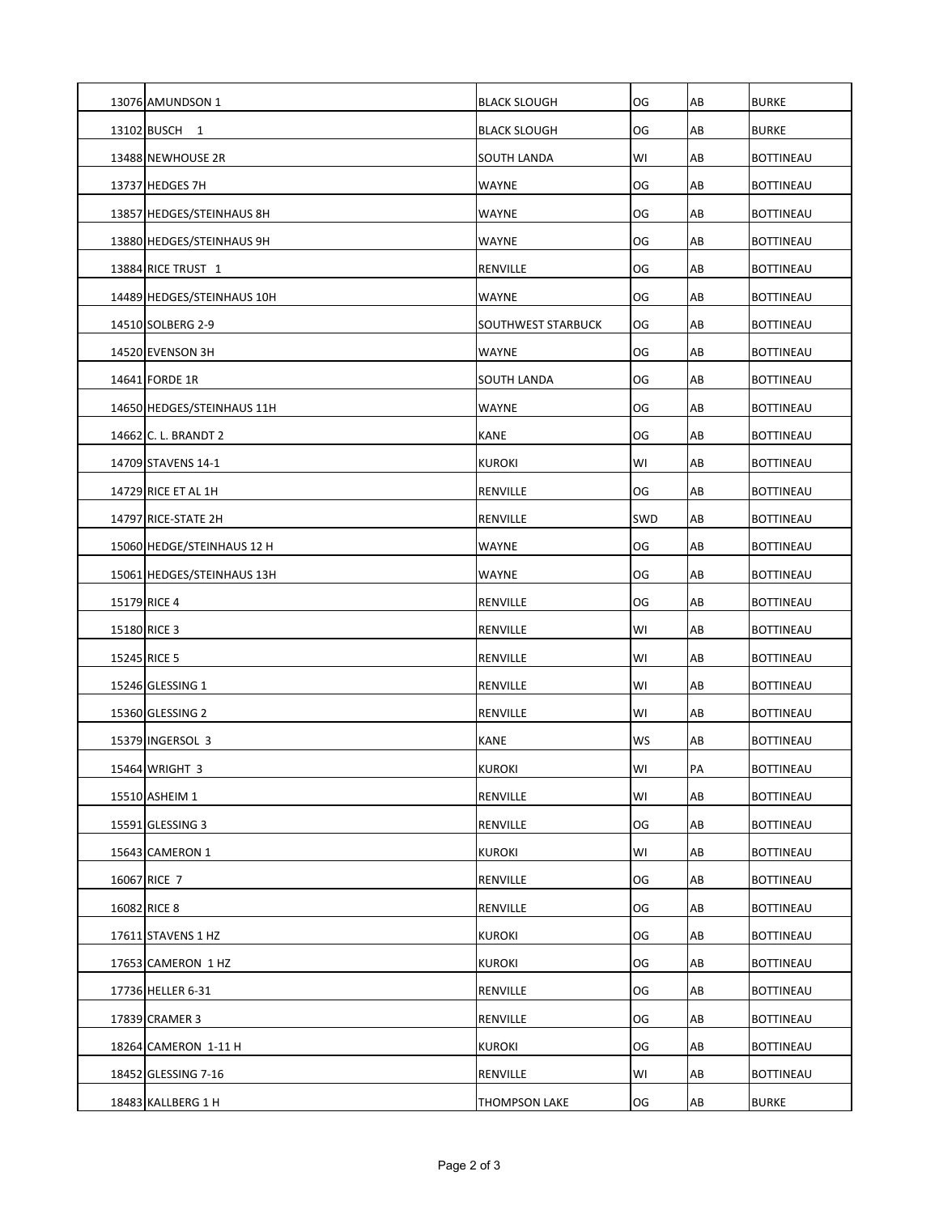| | | | | | |
|---|---|---|---|---|---|
| 13076 | AMUNDSON 1 | BLACK SLOUGH | OG | AB | BURKE |
| 13102 | BUSCH 1 | BLACK SLOUGH | OG | AB | BURKE |
| 13488 | NEWHOUSE 2R | SOUTH LANDA | WI | AB | BOTTINEAU |
| 13737 | HEDGES 7H | WAYNE | OG | AB | BOTTINEAU |
| 13857 | HEDGES/STEINHAUS 8H | WAYNE | OG | AB | BOTTINEAU |
| 13880 | HEDGES/STEINHAUS 9H | WAYNE | OG | AB | BOTTINEAU |
| 13884 | RICE TRUST 1 | RENVILLE | OG | AB | BOTTINEAU |
| 14489 | HEDGES/STEINHAUS 10H | WAYNE | OG | AB | BOTTINEAU |
| 14510 | SOLBERG 2-9 | SOUTHWEST STARBUCK | OG | AB | BOTTINEAU |
| 14520 | EVENSON 3H | WAYNE | OG | AB | BOTTINEAU |
| 14641 | FORDE 1R | SOUTH LANDA | OG | AB | BOTTINEAU |
| 14650 | HEDGES/STEINHAUS 11H | WAYNE | OG | AB | BOTTINEAU |
| 14662 | C. L. BRANDT 2 | KANE | OG | AB | BOTTINEAU |
| 14709 | STAVENS 14-1 | KUROKI | WI | AB | BOTTINEAU |
| 14729 | RICE ET AL 1H | RENVILLE | OG | AB | BOTTINEAU |
| 14797 | RICE-STATE 2H | RENVILLE | SWD | AB | BOTTINEAU |
| 15060 | HEDGE/STEINHAUS 12 H | WAYNE | OG | AB | BOTTINEAU |
| 15061 | HEDGES/STEINHAUS 13H | WAYNE | OG | AB | BOTTINEAU |
| 15179 | RICE 4 | RENVILLE | OG | AB | BOTTINEAU |
| 15180 | RICE 3 | RENVILLE | WI | AB | BOTTINEAU |
| 15245 | RICE 5 | RENVILLE | WI | AB | BOTTINEAU |
| 15246 | GLESSING 1 | RENVILLE | WI | AB | BOTTINEAU |
| 15360 | GLESSING 2 | RENVILLE | WI | AB | BOTTINEAU |
| 15379 | INGERSOL 3 | KANE | WS | AB | BOTTINEAU |
| 15464 | WRIGHT 3 | KUROKI | WI | PA | BOTTINEAU |
| 15510 | ASHEIM 1 | RENVILLE | WI | AB | BOTTINEAU |
| 15591 | GLESSING 3 | RENVILLE | OG | AB | BOTTINEAU |
| 15643 | CAMERON 1 | KUROKI | WI | AB | BOTTINEAU |
| 16067 | RICE 7 | RENVILLE | OG | AB | BOTTINEAU |
| 16082 | RICE 8 | RENVILLE | OG | AB | BOTTINEAU |
| 17611 | STAVENS 1 HZ | KUROKI | OG | AB | BOTTINEAU |
| 17653 | CAMERON 1 HZ | KUROKI | OG | AB | BOTTINEAU |
| 17736 | HELLER 6-31 | RENVILLE | OG | AB | BOTTINEAU |
| 17839 | CRAMER 3 | RENVILLE | OG | AB | BOTTINEAU |
| 18264 | CAMERON 1-11 H | KUROKI | OG | AB | BOTTINEAU |
| 18452 | GLESSING 7-16 | RENVILLE | WI | AB | BOTTINEAU |
| 18483 | KALLBERG 1 H | THOMPSON LAKE | OG | AB | BURKE |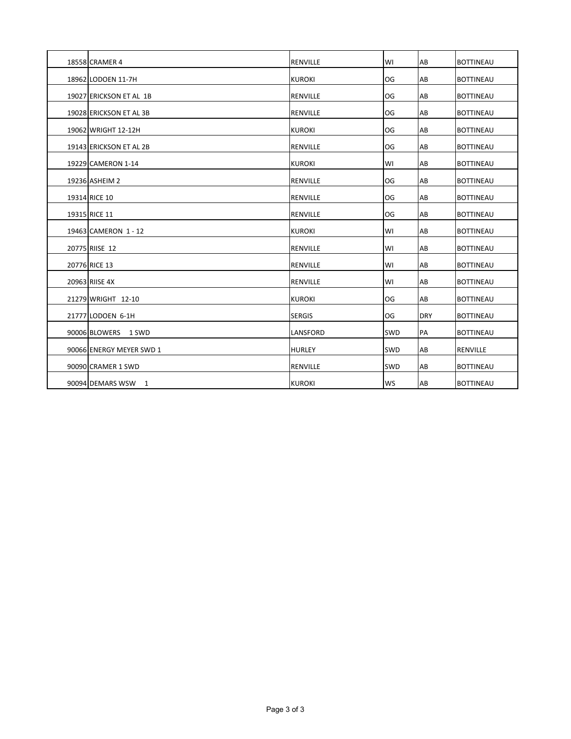| | | | | | |
|---|---|---|---|---|---|
| 18558 | CRAMER 4 | RENVILLE | WI | AB | BOTTINEAU |
| 18962 | LODOEN 11-7H | KUROKI | OG | AB | BOTTINEAU |
| 19027 | ERICKSON ET AL 1B | RENVILLE | OG | AB | BOTTINEAU |
| 19028 | ERICKSON ET AL 3B | RENVILLE | OG | AB | BOTTINEAU |
| 19062 | WRIGHT 12-12H | KUROKI | OG | AB | BOTTINEAU |
| 19143 | ERICKSON ET AL 2B | RENVILLE | OG | AB | BOTTINEAU |
| 19229 | CAMERON 1-14 | KUROKI | WI | AB | BOTTINEAU |
| 19236 | ASHEIM 2 | RENVILLE | OG | AB | BOTTINEAU |
| 19314 | RICE 10 | RENVILLE | OG | AB | BOTTINEAU |
| 19315 | RICE 11 | RENVILLE | OG | AB | BOTTINEAU |
| 19463 | CAMERON 1 - 12 | KUROKI | WI | AB | BOTTINEAU |
| 20775 | RIISE 12 | RENVILLE | WI | AB | BOTTINEAU |
| 20776 | RICE 13 | RENVILLE | WI | AB | BOTTINEAU |
| 20963 | RIISE 4X | RENVILLE | WI | AB | BOTTINEAU |
| 21279 | WRIGHT 12-10 | KUROKI | OG | AB | BOTTINEAU |
| 21777 | LODOEN 6-1H | SERGIS | OG | DRY | BOTTINEAU |
| 90006 | BLOWERS 1 SWD | LANSFORD | SWD | PA | BOTTINEAU |
| 90066 | ENERGY MEYER SWD 1 | HURLEY | SWD | AB | RENVILLE |
| 90090 | CRAMER 1 SWD | RENVILLE | SWD | AB | BOTTINEAU |
| 90094 | DEMARS WSW 1 | KUROKI | WS | AB | BOTTINEAU |